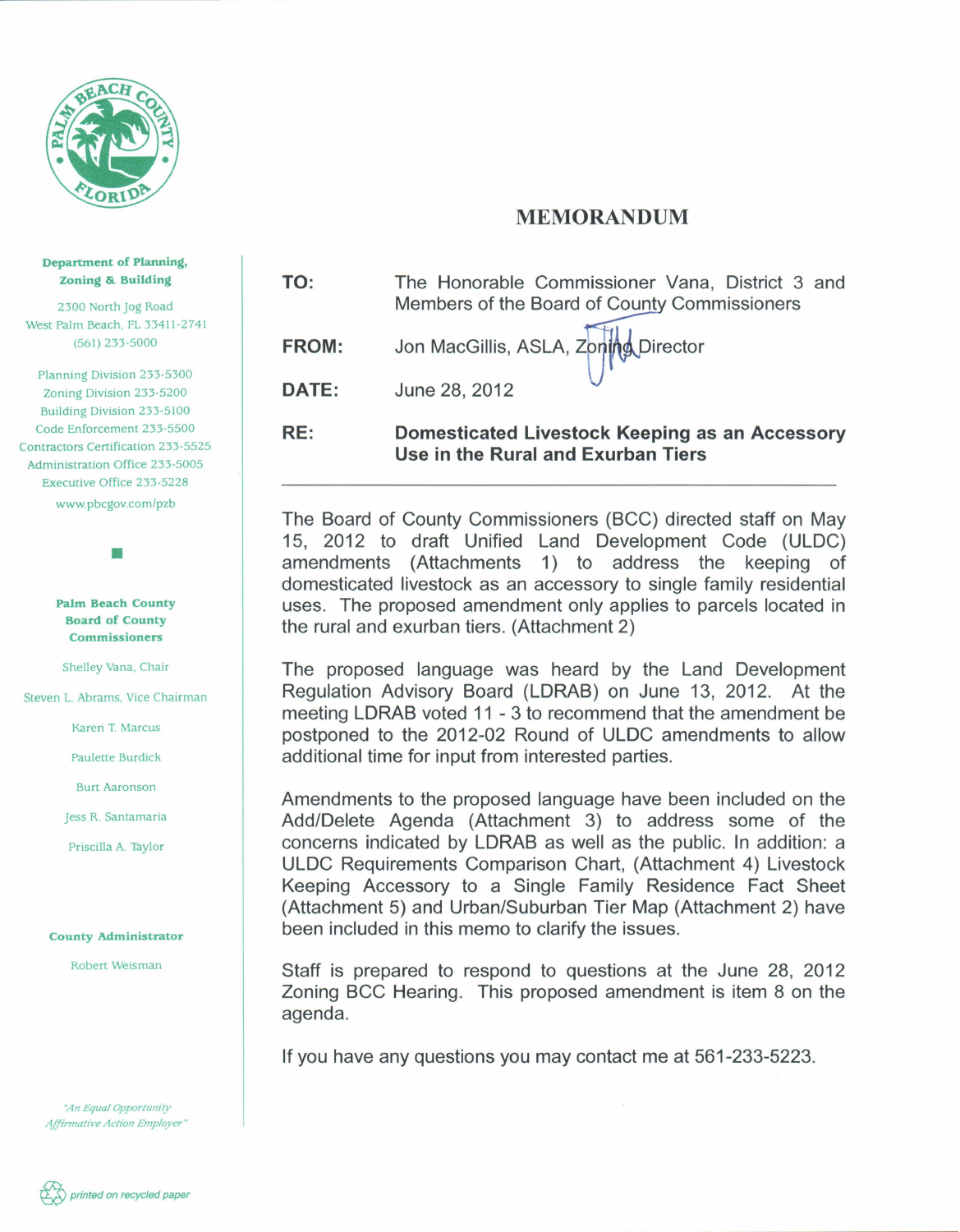Department of Planning, Zoning & Building

2300 North Jog Road
West Palm Beach, FL 33411-2741
(561) 233-5000

Planning Division 233-5300
Zoning Division 233-5200
Building Division 233-5100
Code Enforcement 233-5500
Contractors Certification 233-5525
Administration Office 233-5005
Executive Office 233-5228
www.pbcgov.com/pzb

**Palm Beach County Board of County Commissioners**

Shelley Vana, Chair

Steven L. Abrams, Vice Chairman

Karen T. Marcus

Paulette Burdick

Burt Aaronson

Jess R. Santamaria

Priscilla A. Taylor

**County Administrator**

Robert Weisman

*"An Equal Opportunity Affirmative Action Employer"*

# MEMORANDUM

**TO:** The Honorable Commissioner Vana, District 3 and Members of the Board of County Commissioners

**FROM:** Jon MacGillis, ASLA, Zoning Director

**DATE:** June 28, 2012

**RE:** **Domesticated Livestock Keeping as an Accessory Use in the Rural and Exurban Tiers**

---

The Board of County Commissioners (BCC) directed staff on May 15, 2012 to draft Unified Land Development Code (ULDC) amendments (Attachments 1) to address the keeping of domesticated livestock as an accessory to single family residential uses. The proposed amendment only applies to parcels located in the rural and exurban tiers. (Attachment 2)

The proposed language was heard by the Land Development Regulation Advisory Board (LDRAB) on June 13, 2012. At the meeting LDRAB voted 11 - 3 to recommend that the amendment be postponed to the 2012-02 Round of ULDC amendments to allow additional time for input from interested parties.

Amendments to the proposed language have been included on the Add/Delete Agenda (Attachment 3) to address some of the concerns indicated by LDRAB as well as the public. In addition: a ULDC Requirements Comparison Chart, (Attachment 4) Livestock Keeping Accessory to a Single Family Residence Fact Sheet (Attachment 5) and Urban/Suburban Tier Map (Attachment 2) have been included in this memo to clarify the issues.

Staff is prepared to respond to questions at the June 28, 2012 Zoning BCC Hearing. This proposed amendment is item 8 on the agenda.

If you have any questions you may contact me at 561-233-5223.

*printed on recycled paper*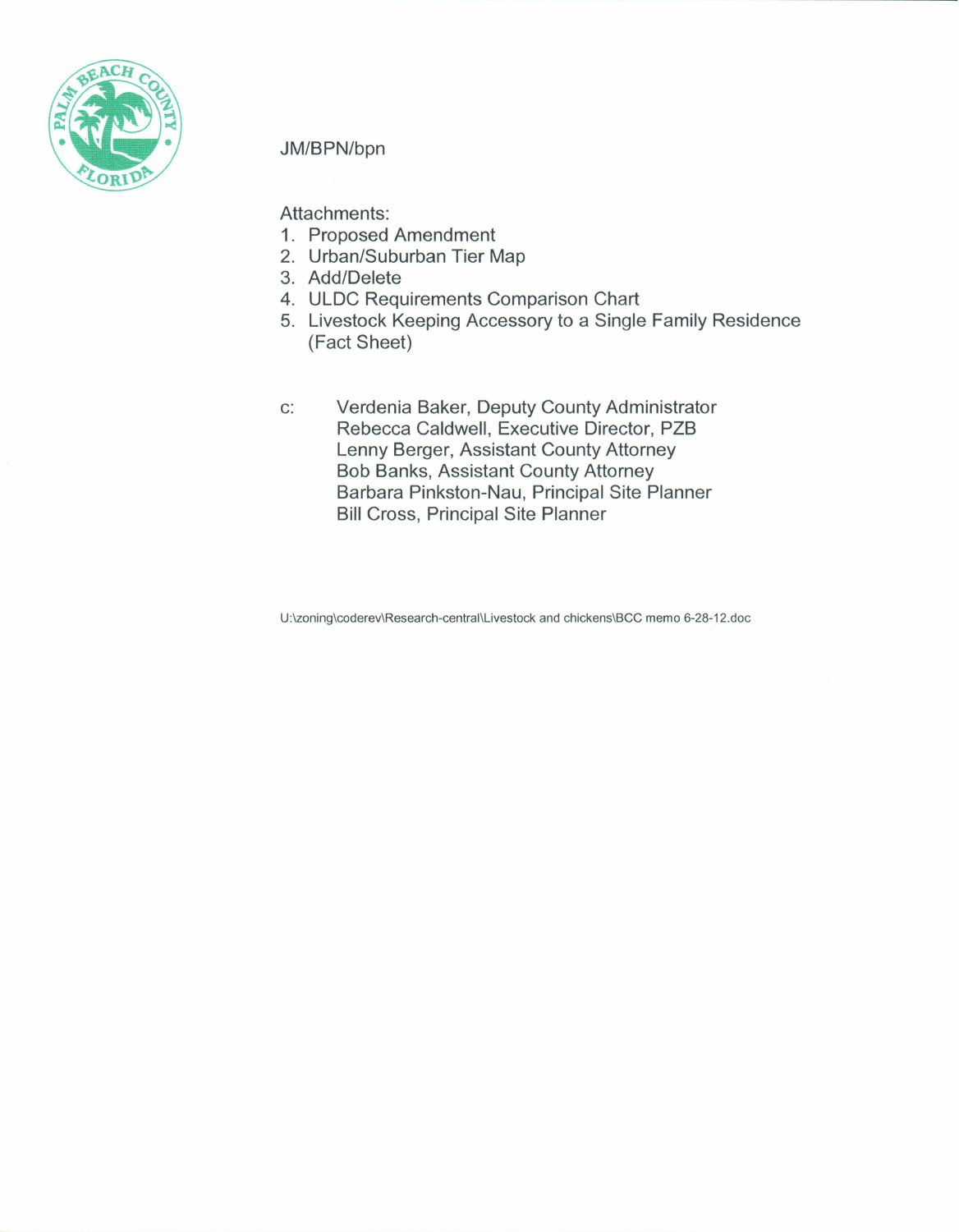JM/BPN/bpn

Attachments:

1. Proposed Amendment
2. Urban/Suburban Tier Map
3. Add/Delete
4. ULDC Requirements Comparison Chart
5. Livestock Keeping Accessory to a Single Family Residence (Fact Sheet)

c: Verdenia Baker, Deputy County Administrator
Rebecca Caldwell, Executive Director, PZB
Lenny Berger, Assistant County Attorney
Bob Banks, Assistant County Attorney
Barbara Pinkston-Nau, Principal Site Planner
Bill Cross, Principal Site Planner

U:\zoning\coderev\Research-central\Livestock and chickens\BCC memo 6-28-12.doc